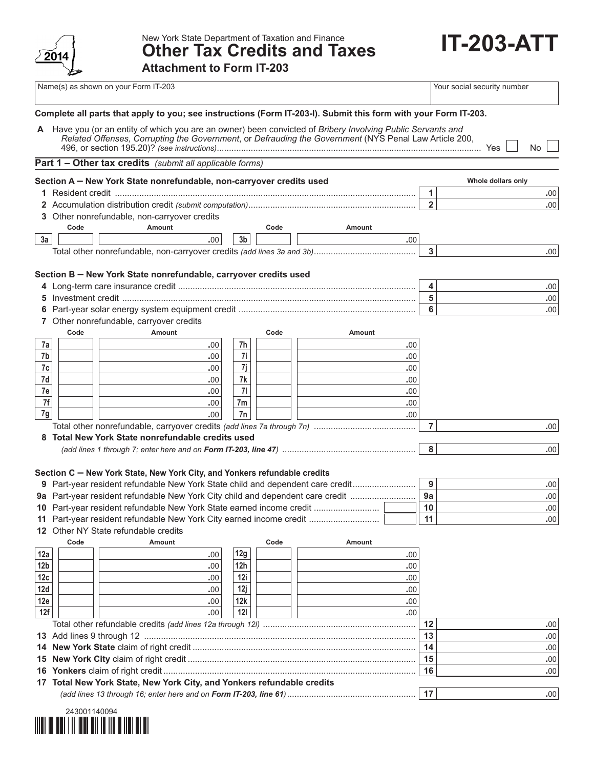2014

New York State Department of Taxation and Finance

# Other Tax Credits and Taxes

**Attachment to Form IT-203**

# IT-203-ATT

| Name(s) as shown on your Form IT-203 | Your social security number |
|---|---|
| | |

**Complete all parts that apply to you; see instructions (Form IT-203-I). Submit this form with your Form IT-203.**

**A** Have you (or an entity of which you are an owner) been convicted of *Bribery Involving Public Servants and Related Offenses, Corrupting the Government*, or *Defrauding the Government* (NYS Penal Law Article 200, 496, or section 195.20)? *(see instructions)* ............ Yes ☐ No ☐

## Part 1 – Other tax credits *(submit all applicable forms)*

### Section A – New York State nonrefundable, non-carryover credits used

Whole dollars only

| | | | |
|---|---|---|---|
| **1** | Resident credit | 1 | .00 |
| **2** | Accumulation distribution credit *(submit computation)* | 2 | .00 |

**3** Other nonrefundable, non-carryover credits

| | Code | Amount | | Code | Amount |
|---|---|---|---|---|---|
| 3a | | .00 | 3b | | .00 |

Total other nonrefundable, non-carryover credits *(add lines 3a and 3b)* ............ **3** .00

### Section B – New York State nonrefundable, carryover credits used

| | | | |
|---|---|---|---|
| **4** | Long-term care insurance credit | 4 | .00 |
| **5** | Investment credit | 5 | .00 |
| **6** | Part-year solar energy system equipment credit | 6 | .00 |

**7** Other nonrefundable, carryover credits

| | Code | Amount | | Code | Amount |
|---|---|---|---|---|---|
| 7a | | .00 | 7h | | .00 |
| 7b | | .00 | 7i | | .00 |
| 7c | | .00 | 7j | | .00 |
| 7d | | .00 | 7k | | .00 |
| 7e | | .00 | 7l | | .00 |
| 7f | | .00 | 7m | | .00 |
| 7g | | .00 | 7n | | .00 |

Total other nonrefundable, carryover credits *(add lines 7a through 7n)* ............ **7** .00

**8 Total New York State nonrefundable credits used**
*(add lines 1 through 7; enter here and on* ***Form IT-203, line 47****)* ............ **8** .00

### Section C – New York State, New York City, and Yonkers refundable credits

| | | | |
|---|---|---|---|
| **9** | Part-year resident refundable New York State child and dependent care credit | 9 | .00 |
| **9a** | Part-year resident refundable New York City child and dependent care credit | 9a | .00 |
| **10** | Part-year resident refundable New York State earned income credit ☐ | 10 | .00 |
| **11** | Part-year resident refundable New York City earned income credit ☐ | 11 | .00 |

**12** Other NY State refundable credits

| | Code | Amount | | Code | Amount |
|---|---|---|---|---|---|
| 12a | | .00 | 12g | | .00 |
| 12b | | .00 | 12h | | .00 |
| 12c | | .00 | 12i | | .00 |
| 12d | | .00 | 12j | | .00 |
| 12e | | .00 | 12k | | .00 |
| 12f | | .00 | 12l | | .00 |

| | | | |
|---|---|---|---|
| | Total other refundable credits *(add lines 12a through 12l)* | 12 | .00 |
| **13** | Add lines 9 through 12 | 13 | .00 |
| **14** | **New York State** claim of right credit | 14 | .00 |
| **15** | **New York City** claim of right credit | 15 | .00 |
| **16** | **Yonkers** claim of right credit | 16 | .00 |

**17 Total New York State, New York City, and Yonkers refundable credits**
*(add lines 13 through 16; enter here and on* ***Form IT-203, line 61****)* ............ **17** .00

243001140094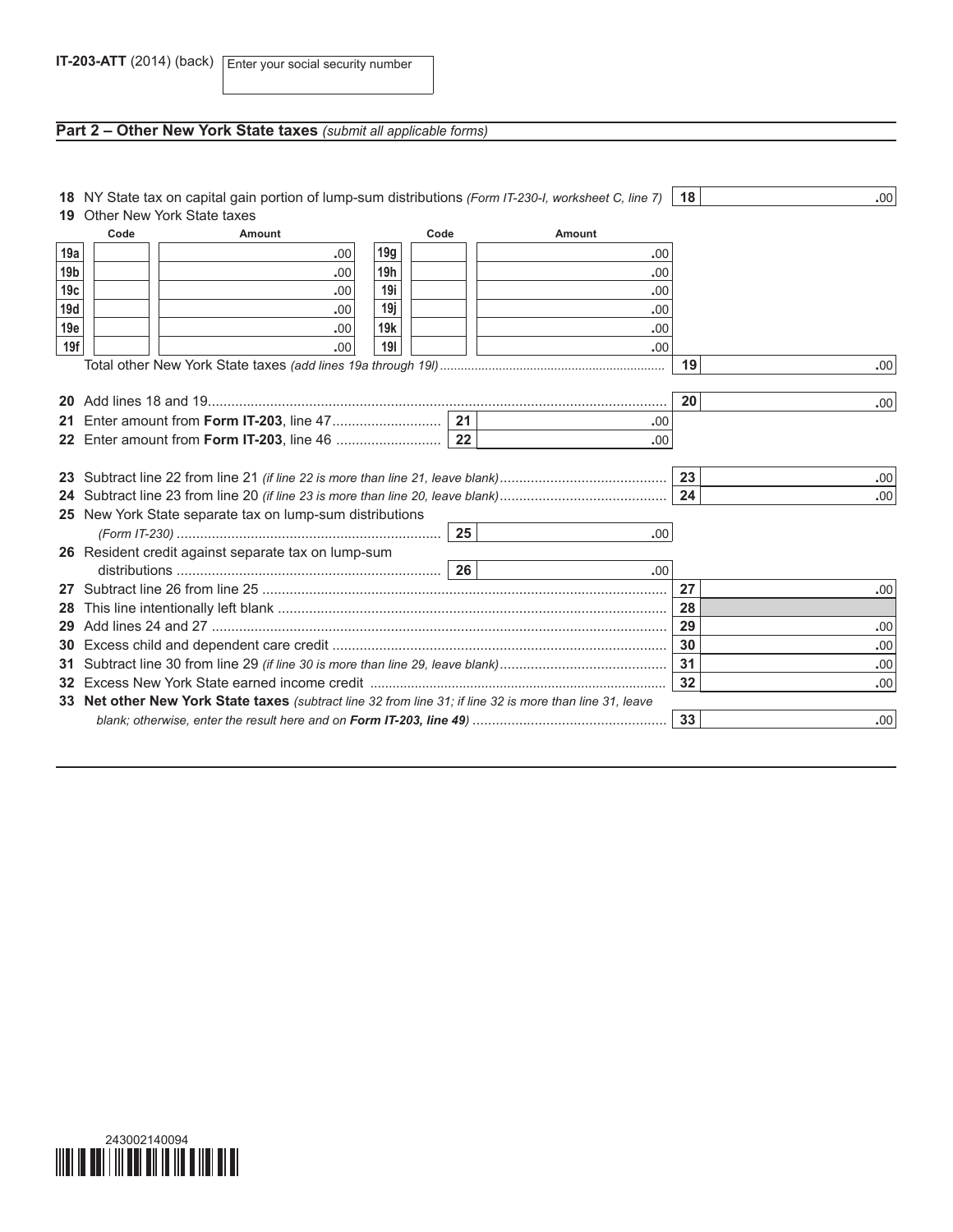IT-203-ATT (2014) (back) Enter your social security number

## Part 2 – Other New York State taxes *(submit all applicable forms)*

**18** NY State tax on capital gain portion of lump-sum distributions *(Form IT-230-I, worksheet C, line 7)* ... **18** .00

**19** Other New York State taxes

| | Code | Amount | | Code | Amount |
|---|---|---|---|---|---|
| 19a | | .00 | 19g | | .00 |
| 19b | | .00 | 19h | | .00 |
| 19c | | .00 | 19i | | .00 |
| 19d | | .00 | 19j | | .00 |
| 19e | | .00 | 19k | | .00 |
| 19f | | .00 | 19l | | .00 |

Total other New York State taxes *(add lines 19a through 19l)* ... **19** .00

**20** Add lines 18 and 19 ... **20** .00

**21** Enter amount from **Form IT-203**, line 47 ... **21** .00

**22** Enter amount from **Form IT-203**, line 46 ... **22** .00

**23** Subtract line 22 from line 21 *(if line 22 is more than line 21, leave blank)* ... **23** .00

**24** Subtract line 23 from line 20 *(if line 23 is more than line 20, leave blank)* ... **24** .00

**25** New York State separate tax on lump-sum distributions *(Form IT-230)* ... **25** .00

**26** Resident credit against separate tax on lump-sum distributions ... **26** .00

**27** Subtract line 26 from line 25 ... **27** .00

**28** This line intentionally left blank ... **28**

**29** Add lines 24 and 27 ... **29** .00

**30** Excess child and dependent care credit ... **30** .00

**31** Subtract line 30 from line 29 *(if line 30 is more than line 29, leave blank)* ... **31** .00

**32** Excess New York State earned income credit ... **32** .00

**33** **Net other New York State taxes** *(subtract line 32 from line 31; if line 32 is more than line 31, leave blank; otherwise, enter the result here and on* ***Form IT-203, line 49****)* ... **33** .00

243002140094